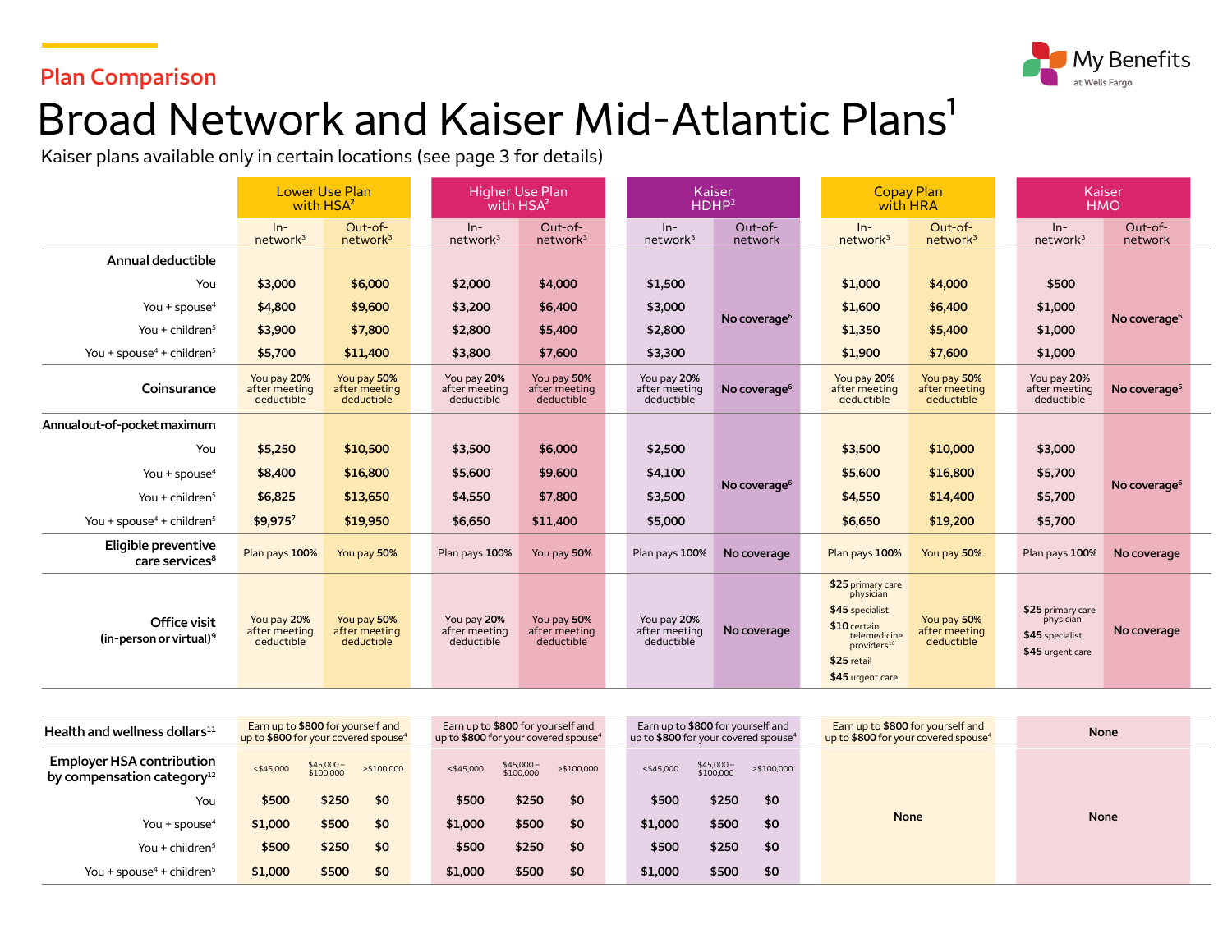Plan Comparison

# Broad Network and Kaiser Mid-Atlantic Plans[1]

Kaiser plans available only in certain locations (see page 3 for details)

| | Lower Use Plan with HSA[2] | | Higher Use Plan with HSA[2] | | Kaiser HDHP[2] | | Copay Plan with HRA | | Kaiser HMO | |
|---|---|---|---|---|---|---|---|---|---|---|
| | In-network[3] | Out-of-network[3] | In-network[3] | Out-of-network[3] | In-network[3] | Out-of-network | In-network[3] | Out-of-network[3] | In-network[3] | Out-of-network |
| **Annual deductible** | | | | | | | | | | |
| You | $3,000 | $6,000 | $2,000 | $4,000 | $1,500 | No coverage[6] | $1,000 | $4,000 | $500 | No coverage[6] |
| You + spouse[4] | $4,800 | $9,600 | $3,200 | $6,400 | $3,000 | | $1,600 | $6,400 | $1,000 | |
| You + children[5] | $3,900 | $7,800 | $2,800 | $5,400 | $2,800 | | $1,350 | $5,400 | $1,000 | |
| You + spouse[4] + children[5] | $5,700 | $11,400 | $3,800 | $7,600 | $3,300 | | $1,900 | $7,600 | $1,000 | |
| **Coinsurance** | You pay 20% after meeting deductible | You pay 50% after meeting deductible | You pay 20% after meeting deductible | You pay 50% after meeting deductible | You pay 20% after meeting deductible | No coverage[6] | You pay 20% after meeting deductible | You pay 50% after meeting deductible | You pay 20% after meeting deductible | No coverage[6] |
| **Annual out-of-pocket maximum** | | | | | | | | | | |
| You | $5,250 | $10,500 | $3,500 | $6,000 | $2,500 | No coverage[6] | $3,500 | $10,000 | $3,000 | No coverage[6] |
| You + spouse[4] | $8,400 | $16,800 | $5,600 | $9,600 | $4,100 | | $5,600 | $16,800 | $5,700 | |
| You + children[5] | $6,825 | $13,650 | $4,550 | $7,800 | $3,500 | | $4,550 | $14,400 | $5,700 | |
| You + spouse[4] + children[5] | $9,975[7] | $19,950 | $6,650 | $11,400 | $5,000 | | $6,650 | $19,200 | $5,700 | |
| **Eligible preventive care services[8]** | Plan pays 100% | You pay 50% | Plan pays 100% | You pay 50% | Plan pays 100% | No coverage | Plan pays 100% | You pay 50% | Plan pays 100% | No coverage |
| **Office visit (in-person or virtual)[9]** | You pay 20% after meeting deductible | You pay 50% after meeting deductible | You pay 20% after meeting deductible | You pay 50% after meeting deductible | You pay 20% after meeting deductible | No coverage | $25 primary care physician; $45 specialist; $10 certain telemedicine providers[10]; $25 retail; $45 urgent care | You pay 50% after meeting deductible | $25 primary care physician; $45 specialist; $45 urgent care | No coverage |

| | Lower Use Plan with HSA | | | Higher Use Plan with HSA | | | Kaiser HDHP | | | Copay Plan with HRA | Kaiser HMO |
|---|---|---|---|---|---|---|---|---|---|---|---|
| **Health and wellness dollars[11]** | Earn up to $800 for yourself and up to $800 for your covered spouse[4] | | | Earn up to $800 for yourself and up to $800 for your covered spouse[4] | | | Earn up to $800 for yourself and up to $800 for your covered spouse[4] | | | Earn up to $800 for yourself and up to $800 for your covered spouse[4] | None |
| **Employer HSA contribution by compensation category[12]** | <$45,000 | $45,000 – $100,000 | >$100,000 | <$45,000 | $45,000 – $100,000 | >$100,000 | <$45,000 | $45,000 – $100,000 | >$100,000 | None | None |
| You | $500 | $250 | $0 | $500 | $250 | $0 | $500 | $250 | $0 | | |
| You + spouse[4] | $1,000 | $500 | $0 | $1,000 | $500 | $0 | $1,000 | $500 | $0 | | |
| You + children[5] | $500 | $250 | $0 | $500 | $250 | $0 | $500 | $250 | $0 | | |
| You + spouse[4] + children[5] | $1,000 | $500 | $0 | $1,000 | $500 | $0 | $1,000 | $500 | $0 | | |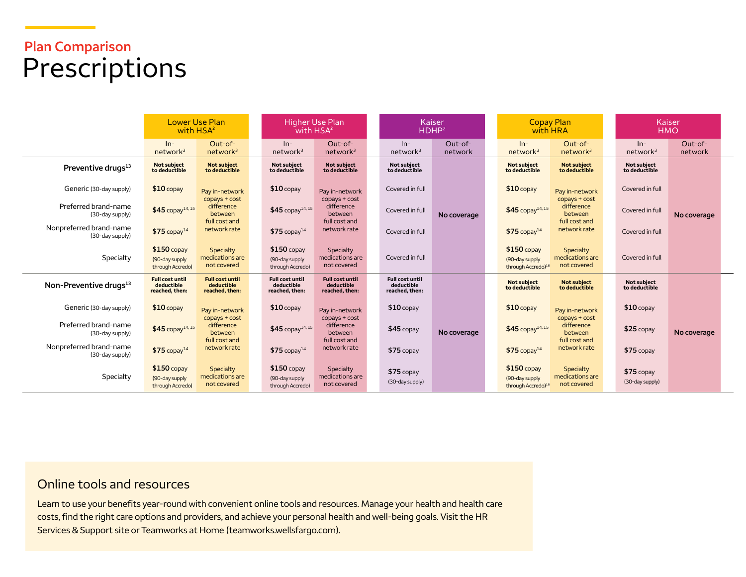## Plan Comparison

# Prescriptions

| | Lower Use Plan with HSA[2] | | Higher Use Plan with HSA[2] | | Kaiser HDHP[2] | | Copay Plan with HRA | | Kaiser HMO | |
|---|---|---|---|---|---|---|---|---|---|---|
| | In-network[3] | Out-of-network[3] | In-network[3] | Out-of-network[3] | In-network[3] | Out-of-network | In-network[3] | Out-of-network[3] | In-network[3] | Out-of-network |
| **Preventive drugs[13]** | **Not subject to deductible** | **Not subject to deductible** | **Not subject to deductible** | **Not subject to deductible** | **Not subject to deductible** | **No coverage** | **Not subject to deductible** | **Not subject to deductible** | **Not subject to deductible** | **No coverage** |
| Generic (30-day supply) | **$10** copay | Pay in-network copays + cost difference between full cost and network rate | **$10** copay | Pay in-network copays + cost difference between full cost and network rate | Covered in full | | **$10** copay | Pay in-network copays + cost difference between full cost and network rate | Covered in full | |
| Preferred brand-name (30-day supply) | **$45** copay[14,15] | | **$45** copay[14,15] | | Covered in full | | **$45** copay[14,15] | | Covered in full | |
| Nonpreferred brand-name (30-day supply) | **$75** copay[14] | | **$75** copay[14] | | Covered in full | | **$75** copay[14] | | Covered in full | |
| Specialty | **$150** copay (90-day supply through Accredo) | Specialty medications are not covered | **$150** copay (90-day supply through Accredo) | Specialty medications are not covered | Covered in full | | **$150** copay (90-day supply through Accredo)[16] | Specialty medications are not covered | Covered in full | |
| **Non-Preventive drugs[13]** | **Full cost until deductible reached, then:** | **Full cost until deductible reached, then:** | **Full cost until deductible reached, then:** | **Full cost until deductible reached, then:** | **Full cost until deductible reached, then:** | **No coverage** | **Not subject to deductible** | **Not subject to deductible** | **Not subject to deductible** | **No coverage** |
| Generic (30-day supply) | **$10** copay | Pay in-network copays + cost difference between full cost and network rate | **$10** copay | Pay in-network copays + cost difference between full cost and network rate | **$10** copay | | **$10** copay | Pay in-network copays + cost difference between full cost and network rate | **$10** copay | |
| Preferred brand-name (30-day supply) | **$45** copay[14,15] | | **$45** copay[14,15] | | **$45** copay | | **$45** copay[14,15] | | **$25** copay | |
| Nonpreferred brand-name (30-day supply) | **$75** copay[14] | | **$75** copay[14] | | **$75** copay | | **$75** copay[14] | | **$75** copay | |
| Specialty | **$150** copay (90-day supply through Accredo) | Specialty medications are not covered | **$150** copay (90-day supply through Accredo) | Specialty medications are not covered | **$75** copay (30-day supply) | | **$150** copay (90-day supply through Accredo)[16] | Specialty medications are not covered | **$75** copay (30-day supply) | |

## Online tools and resources

Learn to use your benefits year-round with convenient online tools and resources. Manage your health and health care costs, find the right care options and providers, and achieve your personal health and well-being goals. Visit the HR Services & Support site or Teamworks at Home (teamworks.wellsfargo.com).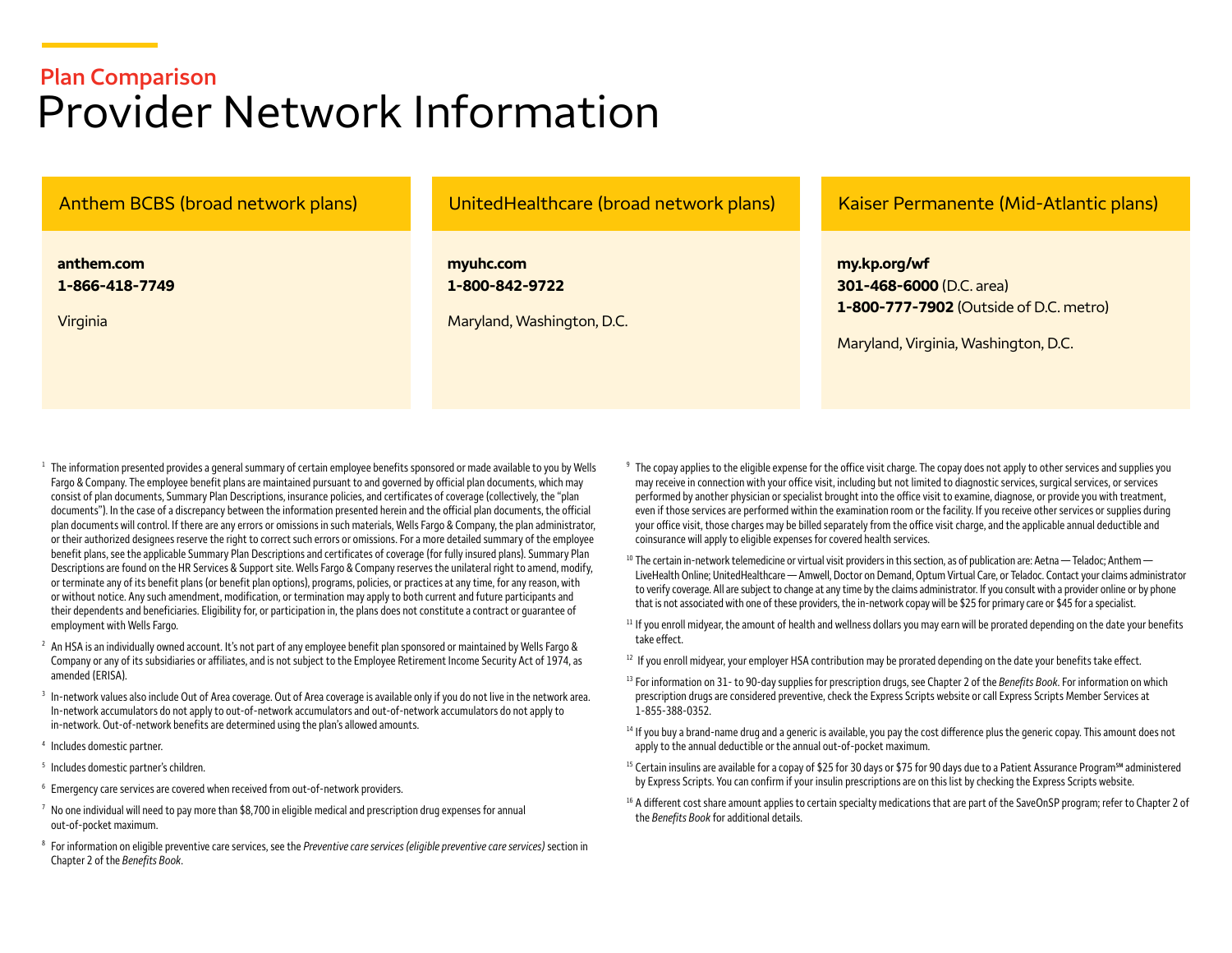## Plan Comparison

# Provider Network Information

| Anthem BCBS (broad network plans) | UnitedHealthcare (broad network plans) | Kaiser Permanente (Mid-Atlantic plans) |
|---|---|---|
| **anthem.com**<br>**1-866-418-7749**<br><br>Virginia | **myuhc.com**<br>**1-800-842-9722**<br><br>Maryland, Washington, D.C. | **my.kp.org/wf**<br>**301-468-6000** (D.C. area)<br>**1-800-777-7902** (Outside of D.C. metro)<br><br>Maryland, Virginia, Washington, D.C. |

[1] The information presented provides a general summary of certain employee benefits sponsored or made available to you by Wells Fargo & Company. The employee benefit plans are maintained pursuant to and governed by official plan documents, which may consist of plan documents, Summary Plan Descriptions, insurance policies, and certificates of coverage (collectively, the "plan documents"). In the case of a discrepancy between the information presented herein and the official plan documents, the official plan documents will control. If there are any errors or omissions in such materials, Wells Fargo & Company, the plan administrator, or their authorized designees reserve the right to correct such errors or omissions. For a more detailed summary of the employee benefit plans, see the applicable Summary Plan Descriptions and certificates of coverage (for fully insured plans). Summary Plan Descriptions are found on the HR Services & Support site. Wells Fargo & Company reserves the unilateral right to amend, modify, or terminate any of its benefit plans (or benefit plan options), programs, policies, or practices at any time, for any reason, with or without notice. Any such amendment, modification, or termination may apply to both current and future participants and their dependents and beneficiaries. Eligibility for, or participation in, the plans does not constitute a contract or guarantee of employment with Wells Fargo.

[2] An HSA is an individually owned account. It's not part of any employee benefit plan sponsored or maintained by Wells Fargo & Company or any of its subsidiaries or affiliates, and is not subject to the Employee Retirement Income Security Act of 1974, as amended (ERISA).

[3] In-network values also include Out of Area coverage. Out of Area coverage is available only if you do not live in the network area. In-network accumulators do not apply to out-of-network accumulators and out-of-network accumulators do not apply to in-network. Out-of-network benefits are determined using the plan's allowed amounts.

[4] Includes domestic partner.

[5] Includes domestic partner's children.

[6] Emergency care services are covered when received from out-of-network providers.

[7] No one individual will need to pay more than $8,700 in eligible medical and prescription drug expenses for annual out-of-pocket maximum.

[8] For information on eligible preventive care services, see the *Preventive care services (eligible preventive care services)* section in Chapter 2 of the *Benefits Book*.

[9] The copay applies to the eligible expense for the office visit charge. The copay does not apply to other services and supplies you may receive in connection with your office visit, including but not limited to diagnostic services, surgical services, or services performed by another physician or specialist brought into the office visit to examine, diagnose, or provide you with treatment, even if those services are performed within the examination room or the facility. If you receive other services or supplies during your office visit, those charges may be billed separately from the office visit charge, and the applicable annual deductible and coinsurance will apply to eligible expenses for covered health services.

[10] The certain in-network telemedicine or virtual visit providers in this section, as of publication are: Aetna — Teladoc; Anthem — LiveHealth Online; UnitedHealthcare — Amwell, Doctor on Demand, Optum Virtual Care, or Teladoc. Contact your claims administrator to verify coverage. All are subject to change at any time by the claims administrator. If you consult with a provider online or by phone that is not associated with one of these providers, the in-network copay will be $25 for primary care or $45 for a specialist.

[11] If you enroll midyear, the amount of health and wellness dollars you may earn will be prorated depending on the date your benefits take effect.

[12] If you enroll midyear, your employer HSA contribution may be prorated depending on the date your benefits take effect.

[13] For information on 31- to 90-day supplies for prescription drugs, see Chapter 2 of the *Benefits Book*. For information on which prescription drugs are considered preventive, check the Express Scripts website or call Express Scripts Member Services at 1-855-388-0352.

[14] If you buy a brand-name drug and a generic is available, you pay the cost difference plus the generic copay. This amount does not apply to the annual deductible or the annual out-of-pocket maximum.

[15] Certain insulins are available for a copay of $25 for 30 days or $75 for 90 days due to a Patient Assurance Program℠ administered by Express Scripts. You can confirm if your insulin prescriptions are on this list by checking the Express Scripts website.

[16] A different cost share amount applies to certain specialty medications that are part of the SaveOnSP program; refer to Chapter 2 of the *Benefits Book* for additional details.